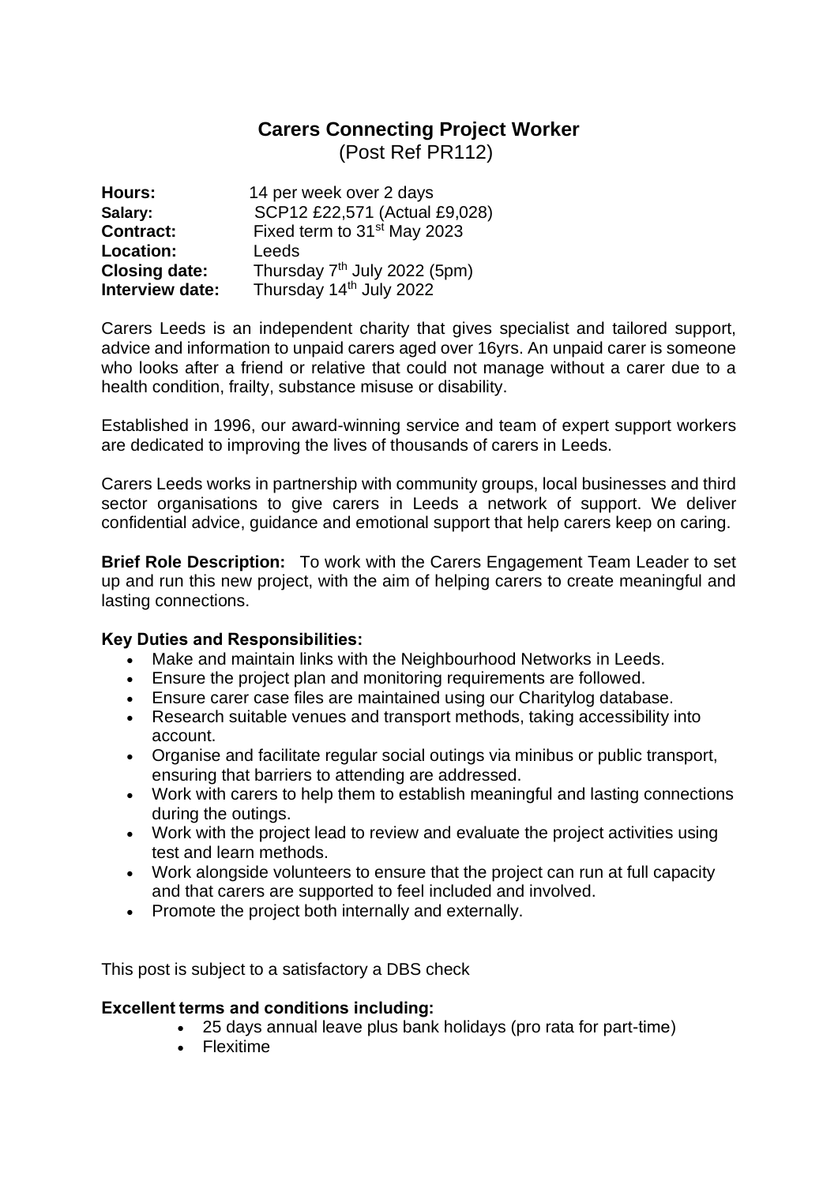# Carers Connecting Project Worker

(Post Ref PR112)

**Hours:** 14 per week over 2 days
**Salary:** SCP12 £22,571 (Actual £9,028)
**Contract:** Fixed term to 31st May 2023
**Location:** Leeds
**Closing date:** Thursday 7th July 2022 (5pm)
**Interview date:** Thursday 14th July 2022

Carers Leeds is an independent charity that gives specialist and tailored support, advice and information to unpaid carers aged over 16yrs. An unpaid carer is someone who looks after a friend or relative that could not manage without a carer due to a health condition, frailty, substance misuse or disability.

Established in 1996, our award-winning service and team of expert support workers are dedicated to improving the lives of thousands of carers in Leeds.

Carers Leeds works in partnership with community groups, local businesses and third sector organisations to give carers in Leeds a network of support. We deliver confidential advice, guidance and emotional support that help carers keep on caring.

**Brief Role Description:** To work with the Carers Engagement Team Leader to set up and run this new project, with the aim of helping carers to create meaningful and lasting connections.

**Key Duties and Responsibilities:**

- Make and maintain links with the Neighbourhood Networks in Leeds.
- Ensure the project plan and monitoring requirements are followed.
- Ensure carer case files are maintained using our Charitylog database.
- Research suitable venues and transport methods, taking accessibility into account.
- Organise and facilitate regular social outings via minibus or public transport, ensuring that barriers to attending are addressed.
- Work with carers to help them to establish meaningful and lasting connections during the outings.
- Work with the project lead to review and evaluate the project activities using test and learn methods.
- Work alongside volunteers to ensure that the project can run at full capacity and that carers are supported to feel included and involved.
- Promote the project both internally and externally.

This post is subject to a satisfactory a DBS check

**Excellent terms and conditions including:**

- 25 days annual leave plus bank holidays (pro rata for part-time)
- Flexitime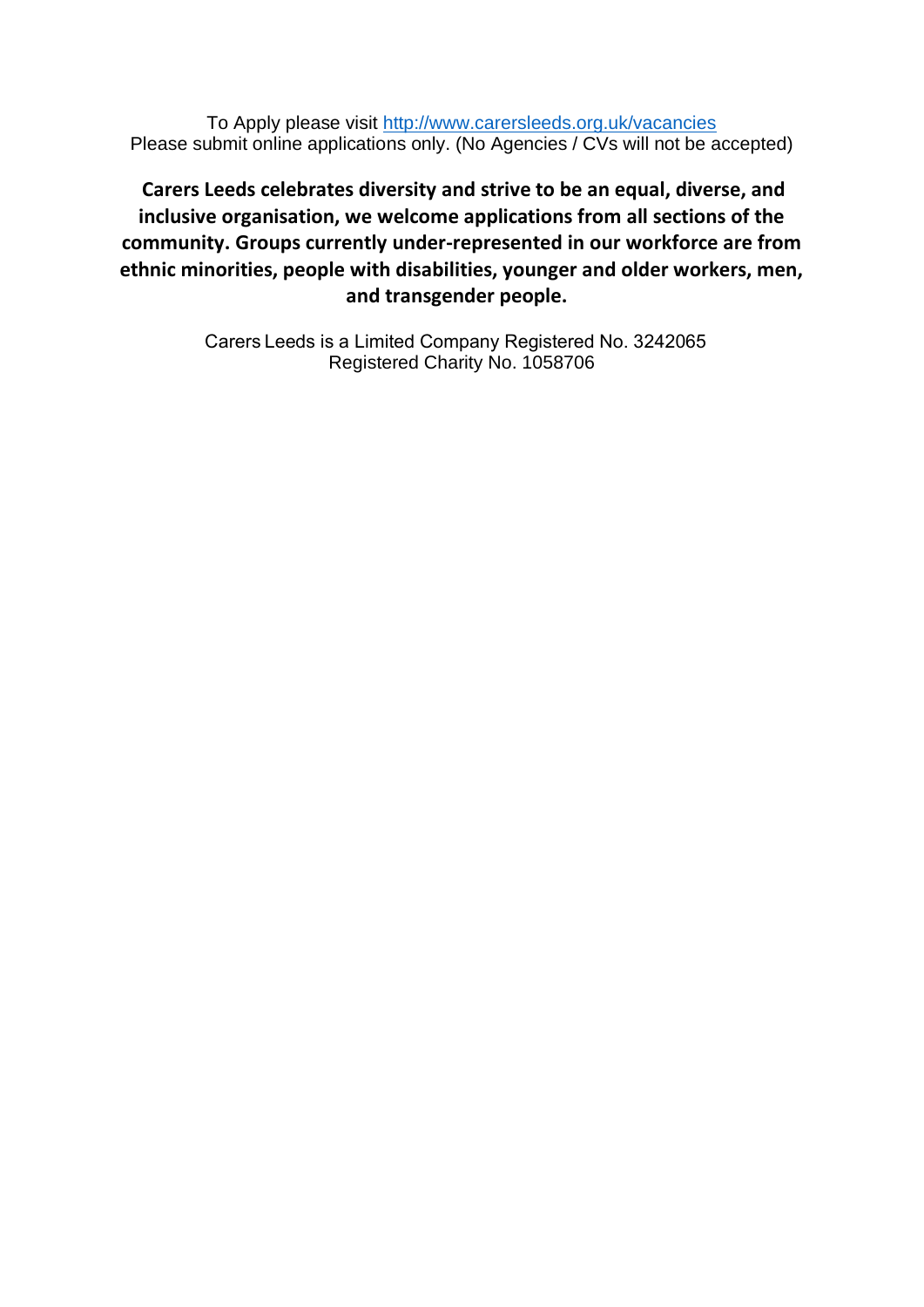To Apply please visit [http://www.carersleeds.org.uk/vacancies](http://www.carersleeds.org.uk/vacancies)
Please submit online applications only. (No Agencies / CVs will not be accepted)

**Carers Leeds celebrates diversity and strive to be an equal, diverse, and inclusive organisation, we welcome applications from all sections of the community. Groups currently under-represented in our workforce are from ethnic minorities, people with disabilities, younger and older workers, men, and transgender people.**

Carers Leeds is a Limited Company Registered No. 3242065
Registered Charity No. 1058706